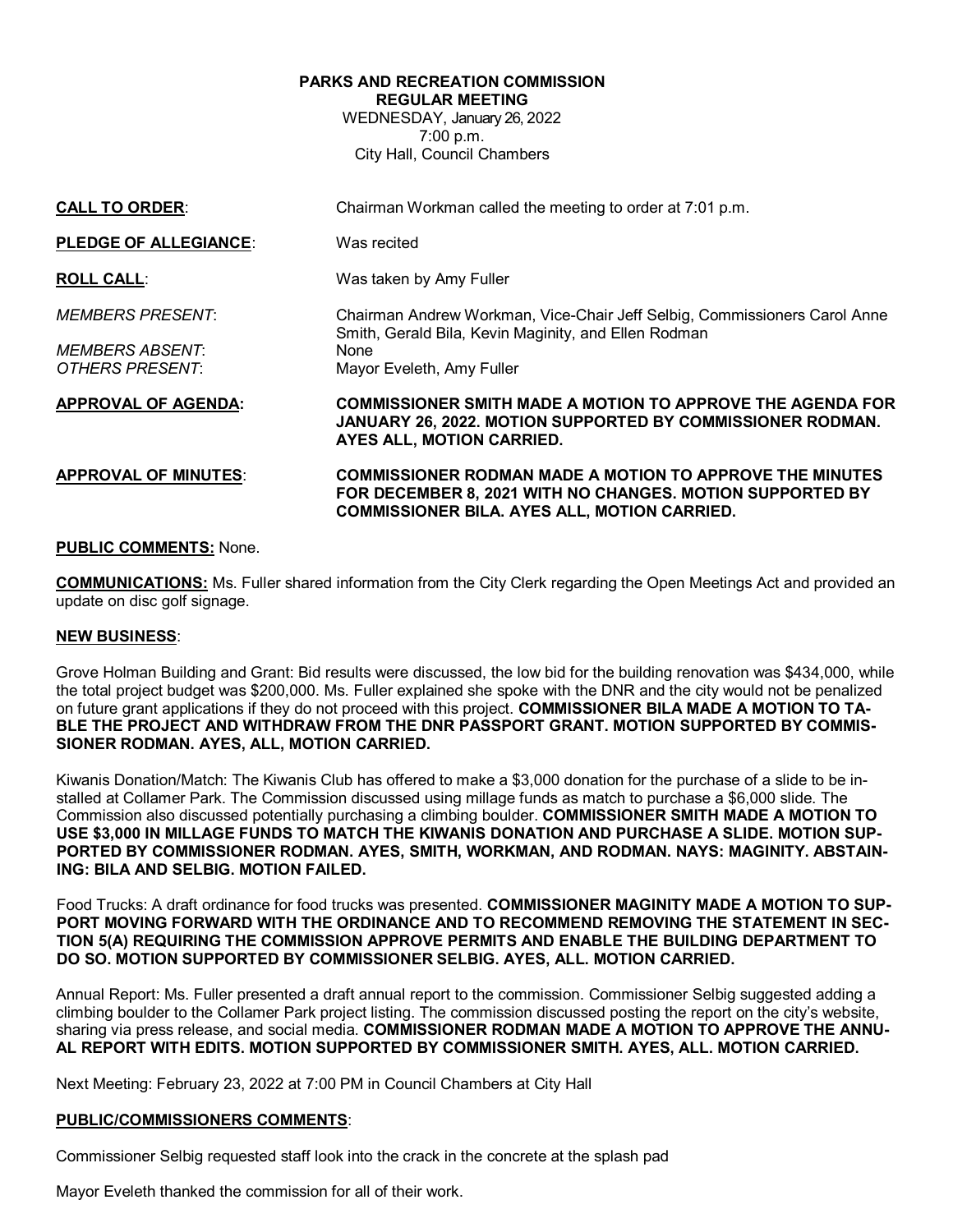**PARKS AND RECREATION COMMISSION**
**REGULAR MEETING**
WEDNESDAY, January 26, 2022
7:00 p.m.
City Hall, Council Chambers

**CALL TO ORDER**: Chairman Workman called the meeting to order at 7:01 p.m.

**PLEDGE OF ALLEGIANCE**: Was recited

**ROLL CALL**: Was taken by Amy Fuller

*MEMBERS PRESENT*: Chairman Andrew Workman, Vice-Chair Jeff Selbig, Commissioners Carol Anne Smith, Gerald Bila, Kevin Maginity, and Ellen Rodman

*MEMBERS ABSENT*: None

*OTHERS PRESENT*: Mayor Eveleth, Amy Fuller

**APPROVAL OF AGENDA: COMMISSIONER SMITH MADE A MOTION TO APPROVE THE AGENDA FOR JANUARY 26, 2022. MOTION SUPPORTED BY COMMISSIONER RODMAN. AYES ALL, MOTION CARRIED.**

**APPROVAL OF MINUTES**: **COMMISSIONER RODMAN MADE A MOTION TO APPROVE THE MINUTES FOR DECEMBER 8, 2021 WITH NO CHANGES. MOTION SUPPORTED BY COMMISSIONER BILA. AYES ALL, MOTION CARRIED.**

**PUBLIC COMMENTS:** None.

**COMMUNICATIONS:** Ms. Fuller shared information from the City Clerk regarding the Open Meetings Act and provided an update on disc golf signage.

**NEW BUSINESS**:

Grove Holman Building and Grant: Bid results were discussed, the low bid for the building renovation was $434,000, while the total project budget was $200,000. Ms. Fuller explained she spoke with the DNR and the city would not be penalized on future grant applications if they do not proceed with this project. **COMMISSIONER BILA MADE A MOTION TO TABLE THE PROJECT AND WITHDRAW FROM THE DNR PASSPORT GRANT. MOTION SUPPORTED BY COMMISSIONER RODMAN. AYES, ALL, MOTION CARRIED.**

Kiwanis Donation/Match: The Kiwanis Club has offered to make a $3,000 donation for the purchase of a slide to be installed at Collamer Park. The Commission discussed using millage funds as match to purchase a $6,000 slide. The Commission also discussed potentially purchasing a climbing boulder. **COMMISSIONER SMITH MADE A MOTION TO USE $3,000 IN MILLAGE FUNDS TO MATCH THE KIWANIS DONATION AND PURCHASE A SLIDE. MOTION SUPPORTED BY COMMISSIONER RODMAN. AYES, SMITH, WORKMAN, AND RODMAN. NAYS: MAGINITY. ABSTAINING: BILA AND SELBIG. MOTION FAILED.**

Food Trucks: A draft ordinance for food trucks was presented. **COMMISSIONER MAGINITY MADE A MOTION TO SUPPORT MOVING FORWARD WITH THE ORDINANCE AND TO RECOMMEND REMOVING THE STATEMENT IN SECTION 5(A) REQUIRING THE COMMISSION APPROVE PERMITS AND ENABLE THE BUILDING DEPARTMENT TO DO SO. MOTION SUPPORTED BY COMMISSIONER SELBIG. AYES, ALL. MOTION CARRIED.**

Annual Report: Ms. Fuller presented a draft annual report to the commission. Commissioner Selbig suggested adding a climbing boulder to the Collamer Park project listing. The commission discussed posting the report on the city's website, sharing via press release, and social media. **COMMISSIONER RODMAN MADE A MOTION TO APPROVE THE ANNUAL REPORT WITH EDITS. MOTION SUPPORTED BY COMMISSIONER SMITH. AYES, ALL. MOTION CARRIED.**

Next Meeting: February 23, 2022 at 7:00 PM in Council Chambers at City Hall

**PUBLIC/COMMISSIONERS COMMENTS**:

Commissioner Selbig requested staff look into the crack in the concrete at the splash pad

Mayor Eveleth thanked the commission for all of their work.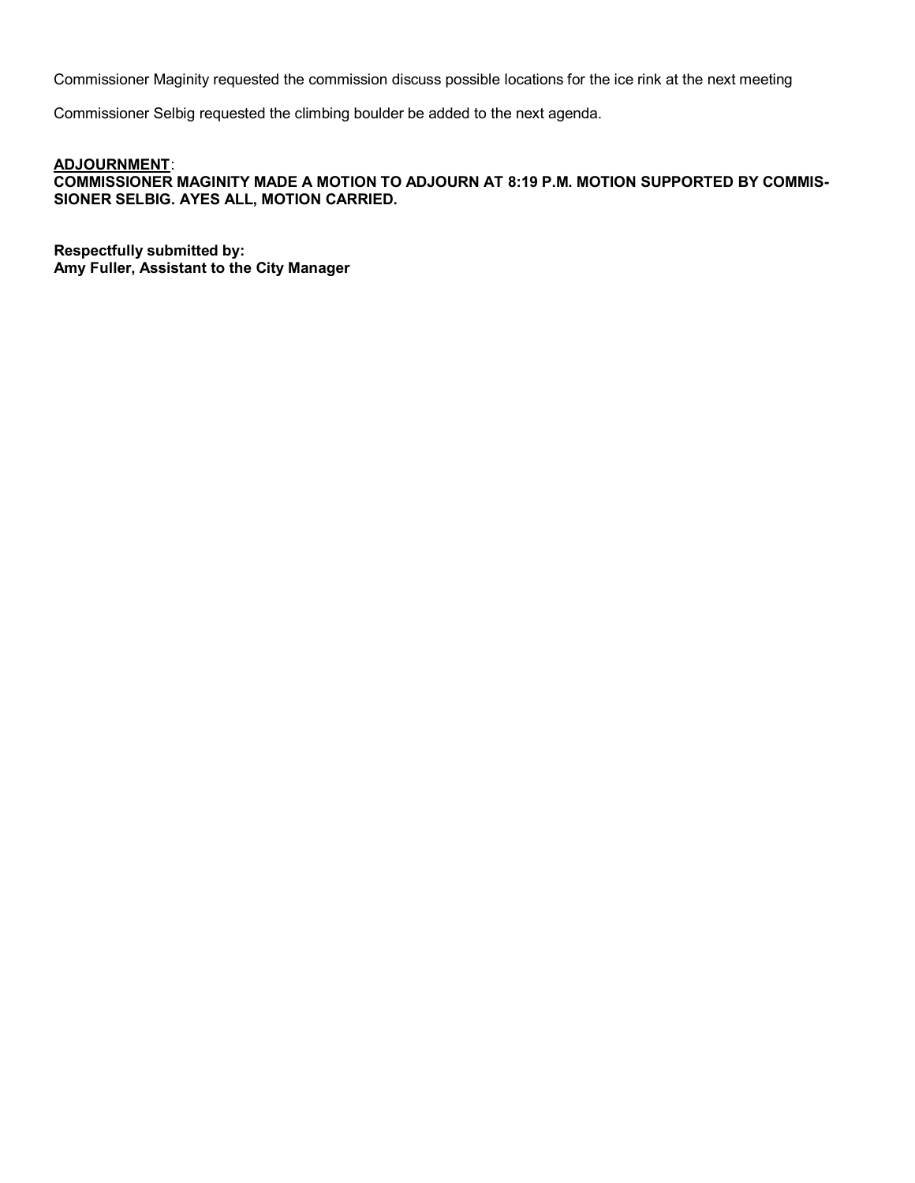Commissioner Maginity requested the commission discuss possible locations for the ice rink at the next meeting

Commissioner Selbig requested the climbing boulder be added to the next agenda.

**ADJOURNMENT**:
**COMMISSIONER MAGINITY MADE A MOTION TO ADJOURN AT 8:19 P.M. MOTION SUPPORTED BY COMMISSIONER SELBIG. AYES ALL, MOTION CARRIED.**

**Respectfully submitted by:**
**Amy Fuller, Assistant to the City Manager**